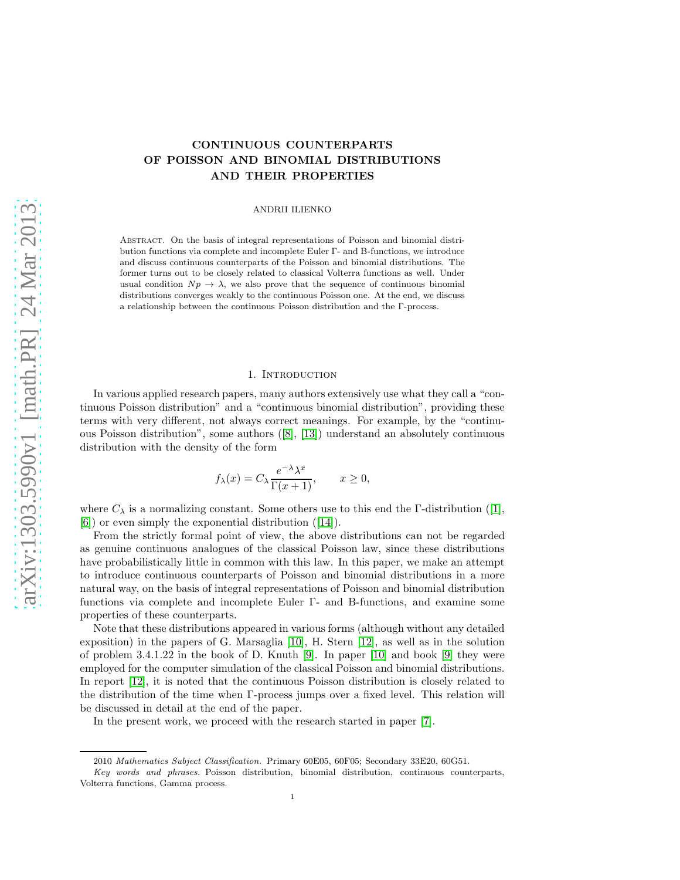# CONTINUOUS COUNTERPARTS OF POISSON AND BINOMIAL DISTRIBUTIONS AND THEIR PROPERTIES

ANDRII ILIENKO

Abstract. On the basis of integral representations of Poisson and binomial distribution functions via complete and incomplete Euler Γ- and B-functions, we introduce and discuss continuous counterparts of the Poisson and binomial distributions. The former turns out to be closely related to classical Volterra functions as well. Under usual condition $Np \to \lambda$, we also prove that the sequence of continuous binomial distributions converges weakly to the continuous Poisson one. At the end, we discuss a relationship between the continuous Poisson distribution and the Γ-process.

## 1. Introduction

In various applied research papers, many authors extensively use what they call a "continuous Poisson distribution" and a "continuous binomial distribution", providing these terms with very different, not always correct meanings. For example, by the "continuous Poisson distribution", some authors ([8], [13]) understand an absolutely continuous distribution with the density of the form

$$f_\lambda(x) = C_\lambda \frac{e^{-\lambda}\lambda^x}{\Gamma(x+1)}, \qquad x \geq 0,$$

where $C_\lambda$ is a normalizing constant. Some others use to this end the Γ-distribution ([1], [6]) or even simply the exponential distribution ([14]).

From the strictly formal point of view, the above distributions can not be regarded as genuine continuous analogues of the classical Poisson law, since these distributions have probabilistically little in common with this law. In this paper, we make an attempt to introduce continuous counterparts of Poisson and binomial distributions in a more natural way, on the basis of integral representations of Poisson and binomial distribution functions via complete and incomplete Euler Γ- and B-functions, and examine some properties of these counterparts.

Note that these distributions appeared in various forms (although without any detailed exposition) in the papers of G. Marsaglia [10], H. Stern [12], as well as in the solution of problem 3.4.1.22 in the book of D. Knuth [9]. In paper [10] and book [9] they were employed for the computer simulation of the classical Poisson and binomial distributions. In report [12], it is noted that the continuous Poisson distribution is closely related to the distribution of the time when Γ-process jumps over a fixed level. This relation will be discussed in detail at the end of the paper.

In the present work, we proceed with the research started in paper [7].

2010 *Mathematics Subject Classification.* Primary 60E05, 60F05; Secondary 33E20, 60G51.

*Key words and phrases.* Poisson distribution, binomial distribution, continuous counterparts, Volterra functions, Gamma process.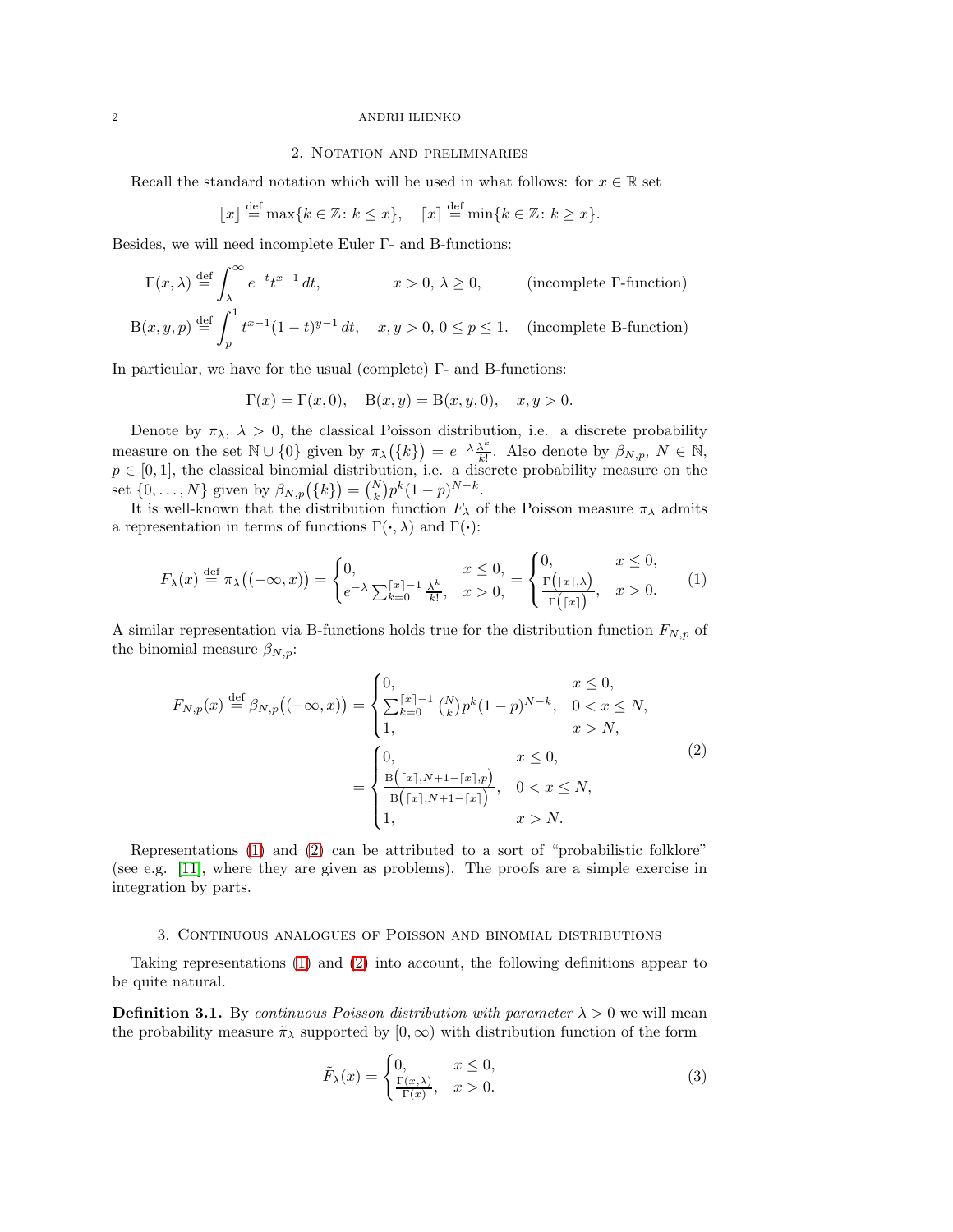## 2. Notation and preliminaries

Recall the standard notation which will be used in what follows: for $x \in \mathbb{R}$ set

$$\lfloor x \rfloor \stackrel{\text{def}}{=} \max\{k \in \mathbb{Z} \colon k \leq x\}, \quad \lceil x \rceil \stackrel{\text{def}}{=} \min\{k \in \mathbb{Z} \colon k \geq x\}.$$

Besides, we will need incomplete Euler $\Gamma$- and B-functions:

$$\Gamma(x, \lambda) \stackrel{\text{def}}{=} \int_{\lambda}^{\infty} e^{-t} t^{x-1}\, dt, \qquad x > 0,\ \lambda \geq 0, \qquad \text{(incomplete } \Gamma\text{-function)}$$

$$\mathrm{B}(x, y, p) \stackrel{\text{def}}{=} \int_{p}^{1} t^{x-1}(1-t)^{y-1}\, dt, \quad x, y > 0,\ 0 \leq p \leq 1. \quad \text{(incomplete B-function)}$$

In particular, we have for the usual (complete) $\Gamma$- and B-functions:

$$\Gamma(x) = \Gamma(x, 0), \quad \mathrm{B}(x, y) = \mathrm{B}(x, y, 0), \quad x, y > 0.$$

Denote by $\pi_\lambda$, $\lambda > 0$, the classical Poisson distribution, i.e. a discrete probability measure on the set $\mathbb{N} \cup \{0\}$ given by $\pi_\lambda\big(\{k\}\big) = e^{-\lambda}\frac{\lambda^k}{k!}$. Also denote by $\beta_{N,p}$, $N \in \mathbb{N}$, $p \in [0, 1]$, the classical binomial distribution, i.e. a discrete probability measure on the set $\{0, \ldots, N\}$ given by $\beta_{N,p}\big(\{k\}\big) = \binom{N}{k} p^k (1-p)^{N-k}$.

It is well-known that the distribution function $F_\lambda$ of the Poisson measure $\pi_\lambda$ admits a representation in terms of functions $\Gamma(\cdot, \lambda)$ and $\Gamma(\cdot)$:

$$F_\lambda(x) \stackrel{\text{def}}{=} \pi_\lambda\big((-\infty, x)\big) = \begin{cases} 0, & x \leq 0, \\ e^{-\lambda} \sum_{k=0}^{\lceil x \rceil - 1} \frac{\lambda^k}{k!}, & x > 0, \end{cases} = \begin{cases} 0, & x \leq 0, \\ \frac{\Gamma\big(\lceil x \rceil, \lambda\big)}{\Gamma\big(\lceil x \rceil\big)}, & x > 0. \end{cases} \tag{1}$$

A similar representation via B-functions holds true for the distribution function $F_{N,p}$ of the binomial measure $\beta_{N,p}$:

$$\begin{aligned} F_{N,p}(x) \stackrel{\text{def}}{=} \beta_{N,p}\big((-\infty, x)\big) &= \begin{cases} 0, & x \leq 0, \\ \sum_{k=0}^{\lceil x \rceil - 1} \binom{N}{k} p^k (1-p)^{N-k}, & 0 < x \leq N, \\ 1, & x > N, \end{cases} \\ &= \begin{cases} 0, & x \leq 0, \\ \frac{\mathrm{B}\big(\lceil x \rceil, N+1-\lceil x \rceil, p\big)}{\mathrm{B}\big(\lceil x \rceil, N+1-\lceil x \rceil\big)}, & 0 < x \leq N, \\ 1, & x > N. \end{cases} \end{aligned} \tag{2}$$

Representations (1) and (2) can be attributed to a sort of "probabilistic folklore" (see e.g. [11], where they are given as problems). The proofs are a simple exercise in integration by parts.

## 3. Continuous analogues of Poisson and binomial distributions

Taking representations (1) and (2) into account, the following definitions appear to be quite natural.

**Definition 3.1.** By *continuous Poisson distribution with parameter* $\lambda > 0$ we will mean the probability measure $\tilde{\pi}_\lambda$ supported by $[0, \infty)$ with distribution function of the form

$$\tilde{F}_\lambda(x) = \begin{cases} 0, & x \leq 0, \\ \frac{\Gamma(x, \lambda)}{\Gamma(x)}, & x > 0. \end{cases} \tag{3}$$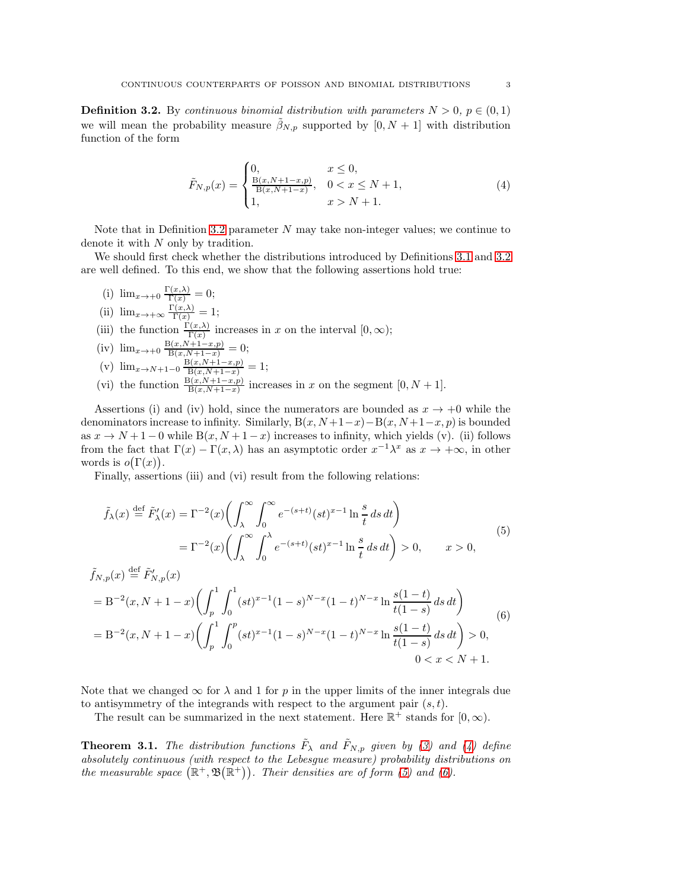**Definition 3.2.** By *continuous binomial distribution with parameters $N > 0$, $p \in (0,1)$* we will mean the probability measure $\tilde{\beta}_{N,p}$ supported by $[0, N+1]$ with distribution function of the form

$$
\tilde{F}_{N,p}(x) = \begin{cases} 0, & x \le 0, \\ \frac{\mathrm{B}(x, N+1-x, p)}{\mathrm{B}(x, N+1-x)}, & 0 < x \le N+1, \\ 1, & x > N+1. \end{cases} \tag{4}
$$

Note that in Definition 3.2 parameter $N$ may take non-integer values; we continue to denote it with $N$ only by tradition.

We should first check whether the distributions introduced by Definitions 3.1 and 3.2 are well defined. To this end, we show that the following assertions hold true:

(i) $\lim_{x\to+0} \frac{\Gamma(x,\lambda)}{\Gamma(x)} = 0$;

(ii) $\lim_{x\to+\infty} \frac{\Gamma(x,\lambda)}{\Gamma(x)} = 1$;

(iii) the function $\frac{\Gamma(x,\lambda)}{\Gamma(x)}$ increases in $x$ on the interval $[0, \infty)$;

(iv) $\lim_{x\to+0} \frac{\mathrm{B}(x,N+1-x,p)}{\mathrm{B}(x,N+1-x)} = 0$;

(v) $\lim_{x\to N+1-0} \frac{\mathrm{B}(x,N+1-x,p)}{\mathrm{B}(x,N+1-x)} = 1$;

(vi) the function $\frac{\mathrm{B}(x,N+1-x,p)}{\mathrm{B}(x,N+1-x)}$ increases in $x$ on the segment $[0, N+1]$.

Assertions (i) and (iv) hold, since the numerators are bounded as $x \to +0$ while the denominators increase to infinity. Similarly, $\mathrm{B}(x, N+1-x) - \mathrm{B}(x, N+1-x, p)$ is bounded as $x \to N+1-0$ while $\mathrm{B}(x, N+1-x)$ increases to infinity, which yields (v). (ii) follows from the fact that $\Gamma(x) - \Gamma(x,\lambda)$ has an asymptotic order $x^{-1}\lambda^x$ as $x \to +\infty$, in other words is $o\big(\Gamma(x)\big)$.

Finally, assertions (iii) and (vi) result from the following relations:

$$
\begin{aligned}
\tilde{f}_\lambda(x) \overset{\text{def}}{=} \tilde{F}'_\lambda(x) &= \Gamma^{-2}(x)\bigg(\int_\lambda^\infty \int_0^\infty e^{-(s+t)}(st)^{x-1} \ln\frac{s}{t}\, ds\, dt\bigg) \\
&= \Gamma^{-2}(x)\bigg(\int_\lambda^\infty \int_0^\lambda e^{-(s+t)}(st)^{x-1} \ln\frac{s}{t}\, ds\, dt\bigg) > 0, \qquad x > 0,
\end{aligned} \tag{5}
$$

$$
\begin{aligned}
&\tilde{f}_{N,p}(x) \overset{\text{def}}{=} \tilde{F}'_{N,p}(x) \\
&= \mathrm{B}^{-2}(x, N+1-x)\bigg(\int_p^1 \int_0^1 (st)^{x-1}(1-s)^{N-x}(1-t)^{N-x} \ln\frac{s(1-t)}{t(1-s)}\, ds\, dt\bigg) \\
&= \mathrm{B}^{-2}(x, N+1-x)\bigg(\int_p^1 \int_0^p (st)^{x-1}(1-s)^{N-x}(1-t)^{N-x} \ln\frac{s(1-t)}{t(1-s)}\, ds\, dt\bigg) > 0, \\
&\qquad\qquad\qquad\qquad\qquad\qquad\qquad\qquad\qquad\qquad\qquad\qquad 0 < x < N+1.
\end{aligned} \tag{6}
$$

Note that we changed $\infty$ for $\lambda$ and 1 for $p$ in the upper limits of the inner integrals due to antisymmetry of the integrands with respect to the argument pair $(s, t)$.

The result can be summarized in the next statement. Here $\mathbb{R}^+$ stands for $[0, \infty)$.

**Theorem 3.1.** *The distribution functions $\tilde{F}_\lambda$ and $\tilde{F}_{N,p}$ given by (3) and (4) define absolutely continuous (with respect to the Lebesgue measure) probability distributions on the measurable space $\big(\mathbb{R}^+, \mathfrak{B}(\mathbb{R}^+)\big)$. Their densities are of form (5) and (6).*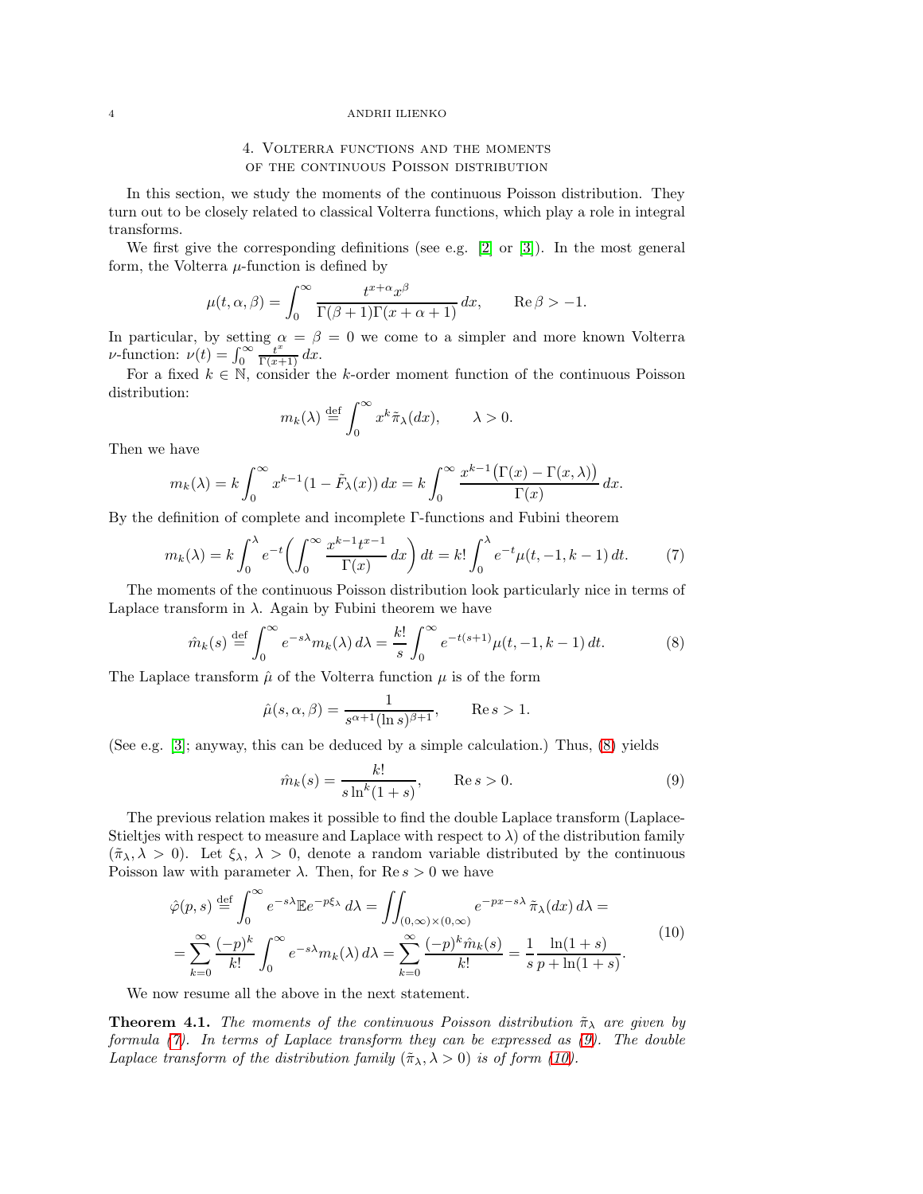## 4. Volterra functions and the moments of the continuous Poisson distribution

In this section, we study the moments of the continuous Poisson distribution. They turn out to be closely related to classical Volterra functions, which play a role in integral transforms.

We first give the corresponding definitions (see e.g. [2] or [3]). In the most general form, the Volterra $\mu$-function is defined by

$$\mu(t, \alpha, \beta) = \int_0^\infty \frac{t^{x+\alpha} x^\beta}{\Gamma(\beta+1)\Gamma(x+\alpha+1)}\, dx, \qquad \operatorname{Re}\beta > -1.$$

In particular, by setting $\alpha = \beta = 0$ we come to a simpler and more known Volterra $\nu$-function: $\nu(t) = \int_0^\infty \frac{t^x}{\Gamma(x+1)}\, dx$.

For a fixed $k \in \mathbb{N}$, consider the $k$-order moment function of the continuous Poisson distribution:

$$m_k(\lambda) \overset{\text{def}}{=} \int_0^\infty x^k \tilde{\pi}_\lambda(dx), \qquad \lambda > 0.$$

Then we have

$$m_k(\lambda) = k\int_0^\infty x^{k-1}(1 - \tilde{F}_\lambda(x))\, dx = k\int_0^\infty \frac{x^{k-1}\big(\Gamma(x) - \Gamma(x, \lambda)\big)}{\Gamma(x)}\, dx.$$

By the definition of complete and incomplete $\Gamma$-functions and Fubini theorem

$$m_k(\lambda) = k\int_0^\lambda e^{-t}\bigg(\int_0^\infty \frac{x^{k-1}t^{x-1}}{\Gamma(x)}\, dx\bigg)\, dt = k!\int_0^\lambda e^{-t}\mu(t, -1, k-1)\, dt. \tag{7}$$

The moments of the continuous Poisson distribution look particularly nice in terms of Laplace transform in $\lambda$. Again by Fubini theorem we have

$$\hat{m}_k(s) \overset{\text{def}}{=} \int_0^\infty e^{-s\lambda} m_k(\lambda)\, d\lambda = \frac{k!}{s}\int_0^\infty e^{-t(s+1)}\mu(t, -1, k-1)\, dt. \tag{8}$$

The Laplace transform $\hat{\mu}$ of the Volterra function $\mu$ is of the form

$$\hat{\mu}(s, \alpha, \beta) = \frac{1}{s^{\alpha+1}(\ln s)^{\beta+1}}, \qquad \operatorname{Re}s > 1.$$

(See e.g. [3]; anyway, this can be deduced by a simple calculation.) Thus, (8) yields

$$\hat{m}_k(s) = \frac{k!}{s\ln^k(1+s)}, \qquad \operatorname{Re}s > 0. \tag{9}$$

The previous relation makes it possible to find the double Laplace transform (Laplace-Stieltjes with respect to measure and Laplace with respect to $\lambda$) of the distribution family $(\tilde{\pi}_\lambda, \lambda > 0)$. Let $\xi_\lambda$, $\lambda > 0$, denote a random variable distributed by the continuous Poisson law with parameter $\lambda$. Then, for $\operatorname{Re}s > 0$ we have

$$\begin{aligned}
\hat{\varphi}(p, s) &\overset{\text{def}}{=} \int_0^\infty e^{-s\lambda}\mathbb{E}e^{-p\xi_\lambda}\, d\lambda = \iint_{(0,\infty)\times(0,\infty)} e^{-px-s\lambda}\, \tilde{\pi}_\lambda(dx)\, d\lambda = \\
&= \sum_{k=0}^\infty \frac{(-p)^k}{k!}\int_0^\infty e^{-s\lambda}m_k(\lambda)\, d\lambda = \sum_{k=0}^\infty \frac{(-p)^k \hat{m}_k(s)}{k!} = \frac{1}{s}\frac{\ln(1+s)}{p + \ln(1+s)}.
\end{aligned} \tag{10}$$

We now resume all the above in the next statement.

**Theorem 4.1.** *The moments of the continuous Poisson distribution $\tilde{\pi}_\lambda$ are given by formula (7). In terms of Laplace transform they can be expressed as (9). The double Laplace transform of the distribution family $(\tilde{\pi}_\lambda, \lambda > 0)$ is of form (10).*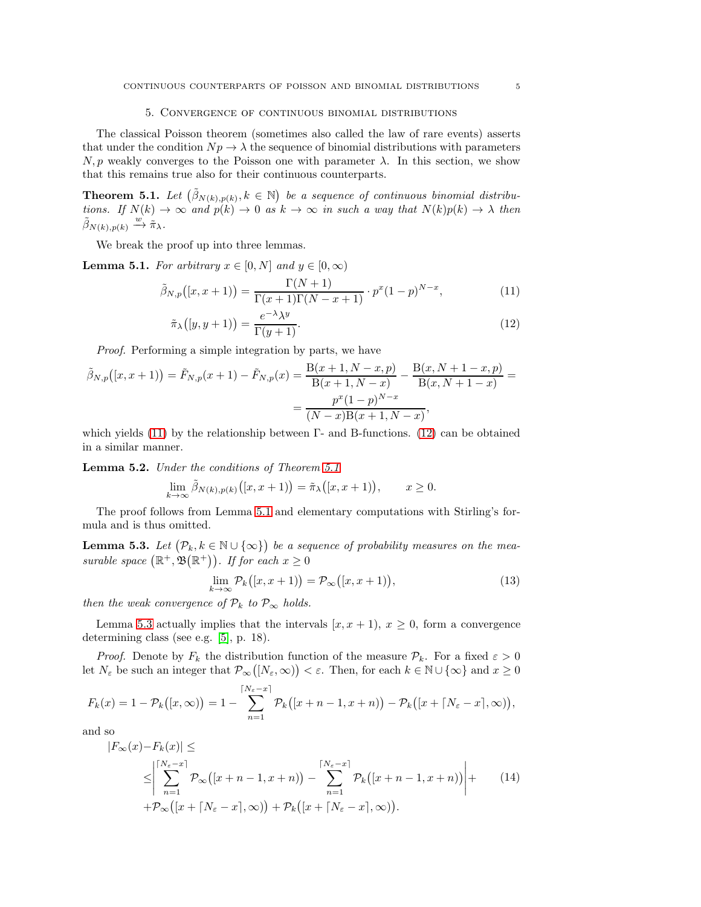## 5. Convergence of continuous binomial distributions

The classical Poisson theorem (sometimes also called the law of rare events) asserts that under the condition $Np \to \lambda$ the sequence of binomial distributions with parameters $N, p$ weakly converges to the Poisson one with parameter $\lambda$. In this section, we show that this remains true also for their continuous counterparts.

**Theorem 5.1.** *Let $\big(\tilde{\beta}_{N(k),p(k)}, k \in \mathbb{N}\big)$ be a sequence of continuous binomial distributions. If $N(k) \to \infty$ and $p(k) \to 0$ as $k \to \infty$ in such a way that $N(k)p(k) \to \lambda$ then $\tilde{\beta}_{N(k),p(k)} \xrightarrow{w} \tilde{\pi}_\lambda$.*

We break the proof up into three lemmas.

**Lemma 5.1.** *For arbitrary $x \in [0, N]$ and $y \in [0, \infty)$*

$$\tilde{\beta}_{N,p}\big([x, x+1)\big) = \frac{\Gamma(N+1)}{\Gamma(x+1)\Gamma(N-x+1)} \cdot p^x(1-p)^{N-x}, \tag{11}$$

$$\tilde{\pi}_\lambda\big([y, y+1)\big) = \frac{e^{-\lambda}\lambda^y}{\Gamma(y+1)}. \tag{12}$$

*Proof.* Performing a simple integration by parts, we have

$$\tilde{\beta}_{N,p}\big([x, x+1)\big) = \tilde{F}_{N,p}(x+1) - \tilde{F}_{N,p}(x) = \frac{\mathrm{B}(x+1, N-x, p)}{\mathrm{B}(x+1, N-x)} - \frac{\mathrm{B}(x, N+1-x, p)}{\mathrm{B}(x, N+1-x)} = $$

$$= \frac{p^x(1-p)^{N-x}}{(N-x)\mathrm{B}(x+1, N-x)},$$

which yields (11) by the relationship between $\Gamma$- and B-functions. (12) can be obtained in a similar manner.

**Lemma 5.2.** *Under the conditions of Theorem 5.1*

$$\lim_{k\to\infty} \tilde{\beta}_{N(k),p(k)}\big([x, x+1)\big) = \tilde{\pi}_\lambda\big([x, x+1)\big), \qquad x \geq 0.$$

The proof follows from Lemma 5.1 and elementary computations with Stirling's formula and is thus omitted.

**Lemma 5.3.** *Let $\big(\mathcal{P}_k, k \in \mathbb{N} \cup \{\infty\}\big)$ be a sequence of probability measures on the measurable space $\big(\mathbb{R}^+, \mathfrak{B}(\mathbb{R}^+)\big)$. If for each $x \geq 0$*

$$\lim_{k\to\infty} \mathcal{P}_k\big([x, x+1)\big) = \mathcal{P}_\infty\big([x, x+1)\big), \tag{13}$$

*then the weak convergence of $\mathcal{P}_k$ to $\mathcal{P}_\infty$ holds.*

Lemma 5.3 actually implies that the intervals $[x, x+1)$, $x \geq 0$, form a convergence determining class (see e.g. [5], p. 18).

*Proof.* Denote by $F_k$ the distribution function of the measure $\mathcal{P}_k$. For a fixed $\varepsilon > 0$ let $N_\varepsilon$ be such an integer that $\mathcal{P}_\infty\big([N_\varepsilon, \infty)\big) < \varepsilon$. Then, for each $k \in \mathbb{N} \cup \{\infty\}$ and $x \geq 0$

$$F_k(x) = 1 - \mathcal{P}_k\big([x, \infty)\big) = 1 - \sum_{n=1}^{\lceil N_\varepsilon - x\rceil} \mathcal{P}_k\big([x+n-1, x+n)\big) - \mathcal{P}_k\big([x + \lceil N_\varepsilon - x\rceil, \infty)\big),$$

and so

$$\begin{aligned} |F_\infty(x) - F_k(x)| &\leq \\ &\leq \left| \sum_{n=1}^{\lceil N_\varepsilon - x\rceil} \mathcal{P}_\infty\big([x+n-1, x+n)\big) - \sum_{n=1}^{\lceil N_\varepsilon - x\rceil} \mathcal{P}_k\big([x+n-1, x+n)\big) \right| + \\ &+ \mathcal{P}_\infty\big([x + \lceil N_\varepsilon - x\rceil, \infty)\big) + \mathcal{P}_k\big([x + \lceil N_\varepsilon - x\rceil, \infty)\big). \end{aligned} \tag{14}$$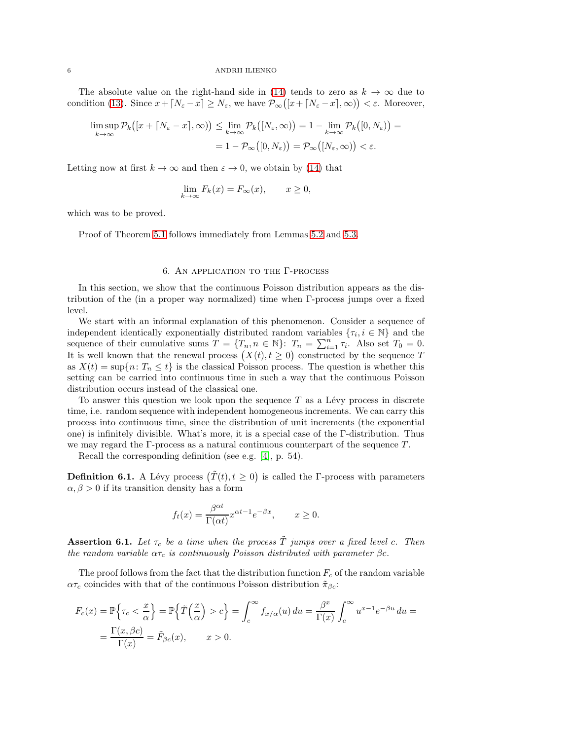The absolute value on the right-hand side in (14) tends to zero as $k \to \infty$ due to condition (13). Since $x + \lceil N_\varepsilon - x \rceil \geq N_\varepsilon$, we have $\mathcal{P}_\infty\big([x + \lceil N_\varepsilon - x\rceil, \infty)\big) < \varepsilon$. Moreover,

$$\limsup_{k\to\infty} \mathcal{P}_k\big([x + \lceil N_\varepsilon - x\rceil, \infty)\big) \leq \lim_{k\to\infty} \mathcal{P}_k\big([N_\varepsilon, \infty)\big) = 1 - \lim_{k\to\infty} \mathcal{P}_k\big([0, N_\varepsilon)\big) =$$
$$= 1 - \mathcal{P}_\infty\big([0, N_\varepsilon)\big) = \mathcal{P}_\infty\big([N_\varepsilon, \infty)\big) < \varepsilon.$$

Letting now at first $k \to \infty$ and then $\varepsilon \to 0$, we obtain by (14) that

$$\lim_{k\to\infty} F_k(x) = F_\infty(x), \qquad x \geq 0,$$

which was to be proved.

Proof of Theorem 5.1 follows immediately from Lemmas 5.2 and 5.3.

## 6. An application to the Γ-process

In this section, we show that the continuous Poisson distribution appears as the distribution of the (in a proper way normalized) time when Γ-process jumps over a fixed level.

We start with an informal explanation of this phenomenon. Consider a sequence of independent identically exponentially distributed random variables $\{\tau_i, i \in \mathbb{N}\}$ and the sequence of their cumulative sums $T = \{T_n, n \in \mathbb{N}\}$: $T_n = \sum_{i=1}^n \tau_i$. Also set $T_0 = 0$. It is well known that the renewal process $\big(X(t), t \geq 0\big)$ constructed by the sequence $T$ as $X(t) = \sup\{n \colon T_n \leq t\}$ is the classical Poisson process. The question is whether this setting can be carried into continuous time in such a way that the continuous Poisson distribution occurs instead of the classical one.

To answer this question we look upon the sequence $T$ as a Lévy process in discrete time, i.e. random sequence with independent homogeneous increments. We can carry this process into continuous time, since the distribution of unit increments (the exponential one) is infinitely divisible. What's more, it is a special case of the Γ-distribution. Thus we may regard the Γ-process as a natural continuous counterpart of the sequence $T$.

Recall the corresponding definition (see e.g. [4], p. 54).

**Definition 6.1.** A Lévy process $\big(\tilde{T}(t), t \geq 0\big)$ is called the Γ-process with parameters $\alpha, \beta > 0$ if its transition density has a form

$$f_t(x) = \frac{\beta^{\alpha t}}{\Gamma(\alpha t)} x^{\alpha t - 1} e^{-\beta x}, \qquad x \geq 0.$$

**Assertion 6.1.** *Let $\tau_c$ be a time when the process $\tilde{T}$ jumps over a fixed level $c$. Then the random variable $\alpha\tau_c$ is continuously Poisson distributed with parameter $\beta c$.*

The proof follows from the fact that the distribution function $F_c$ of the random variable $\alpha\tau_c$ coincides with that of the continuous Poisson distribution $\tilde{\pi}_{\beta c}$:

$$F_c(x) = \mathbb{P}\Big\{\tau_c < \frac{x}{\alpha}\Big\} = \mathbb{P}\Big\{\tilde{T}\Big(\frac{x}{\alpha}\Big) > c\Big\} = \int_c^\infty f_{x/\alpha}(u)\, du = \frac{\beta^x}{\Gamma(x)} \int_c^\infty u^{x-1} e^{-\beta u}\, du =$$
$$= \frac{\Gamma(x, \beta c)}{\Gamma(x)} = \tilde{F}_{\beta c}(x), \qquad x > 0.$$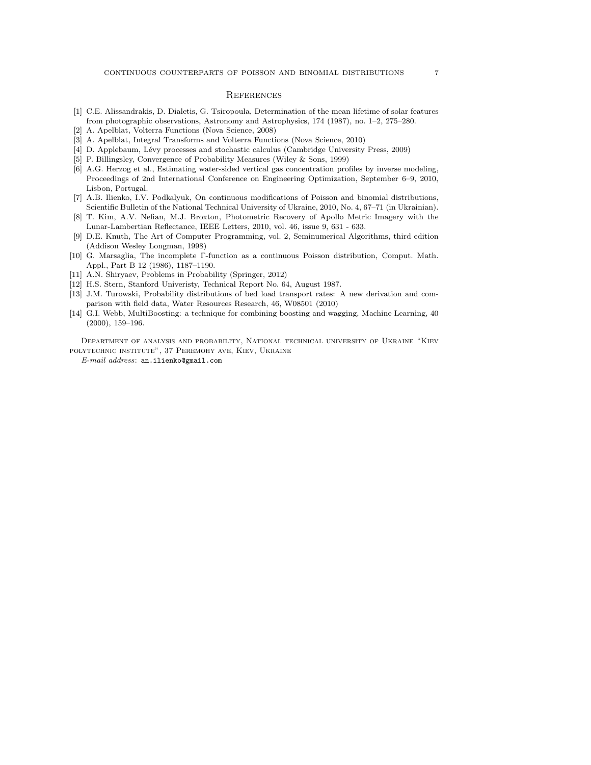## References

[1] C.E. Alissandrakis, D. Dialetis, G. Tsiropoula, Determination of the mean lifetime of solar features from photographic observations, Astronomy and Astrophysics, 174 (1987), no. 1–2, 275–280.

[2] A. Apelblat, Volterra Functions (Nova Science, 2008)

[3] A. Apelblat, Integral Transforms and Volterra Functions (Nova Science, 2010)

[4] D. Applebaum, Lévy processes and stochastic calculus (Cambridge University Press, 2009)

[5] P. Billingsley, Convergence of Probability Measures (Wiley & Sons, 1999)

[6] A.G. Herzog et al., Estimating water-sided vertical gas concentration profiles by inverse modeling, Proceedings of 2nd International Conference on Engineering Optimization, September 6–9, 2010, Lisbon, Portugal.

[7] A.B. Ilienko, I.V. Podkalyuk, On continuous modifications of Poisson and binomial distributions, Scientific Bulletin of the National Technical University of Ukraine, 2010, No. 4, 67–71 (in Ukrainian).

[8] T. Kim, A.V. Nefian, M.J. Broxton, Photometric Recovery of Apollo Metric Imagery with the Lunar-Lambertian Reflectance, IEEE Letters, 2010, vol. 46, issue 9, 631 - 633.

[9] D.E. Knuth, The Art of Computer Programming, vol. 2, Seminumerical Algorithms, third edition (Addison Wesley Longman, 1998)

[10] G. Marsaglia, The incomplete $\Gamma$-function as a continuous Poisson distribution, Comput. Math. Appl., Part B 12 (1986), 1187–1190.

[11] A.N. Shiryaev, Problems in Probability (Springer, 2012)

[12] H.S. Stern, Stanford Univeristy, Technical Report No. 64, August 1987.

[13] J.M. Turowski, Probability distributions of bed load transport rates: A new derivation and comparison with field data, Water Resources Research, 46, W08501 (2010)

[14] G.I. Webb, MultiBoosting: a technique for combining boosting and wagging, Machine Learning, 40 (2000), 159–196.

Department of analysis and probability, National technical university of Ukraine "Kiev polytechnic institute", 37 Peremohy ave, Kiev, Ukraine

*E-mail address*: an.ilienko@gmail.com